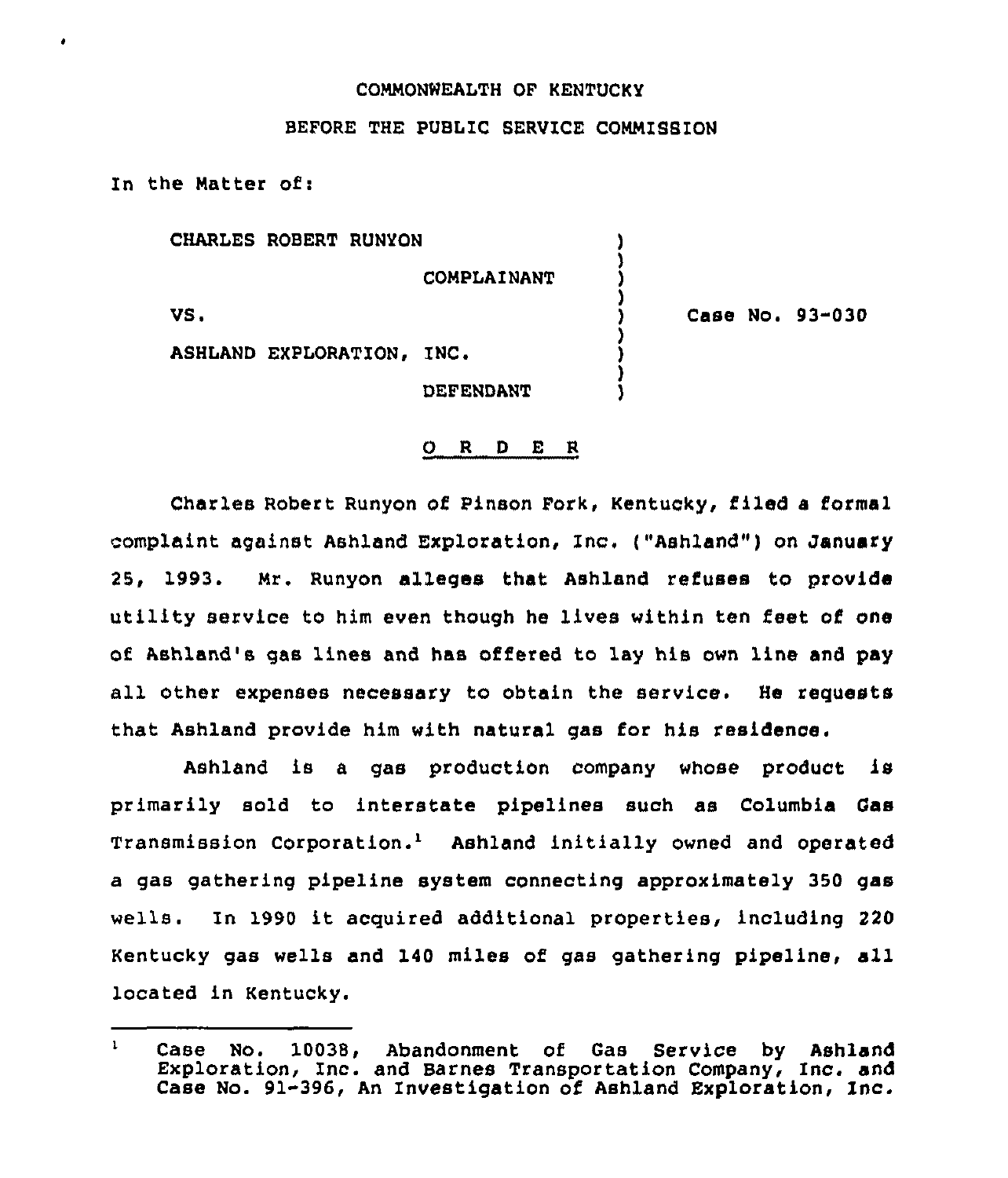COMMONWEALTH OF KENTUCKY

BEFORE THE PUBLIC SERVICE COMMISSION

In the Matter of:

| | | |
|---|---|---|
| CHARLES ROBERT RUNYON | ) | |
| COMPLAINANT | ) | |
| VS. | ) | Case No. 93-030 |
| ASHLAND EXPLORATION, INC. | ) | |
| DEFENDANT | ) | |

## O R D E R

Charles Robert Runyon of Pinson Fork, Kentucky, filed a formal complaint against Ashland Exploration, Inc. ("Ashland") on January 25, 1993. Mr. Runyon alleges that Ashland refuses to provide utility service to him even though he lives within ten feet of one of Ashland's gas lines and has offered to lay his own line and pay all other expenses necessary to obtain the service. He requests that Ashland provide him with natural gas for his residence.

Ashland is a gas production company whose product is primarily sold to interstate pipelines such as Columbia Gas Transmission Corporation.[1] Ashland initially owned and operated a gas gathering pipeline system connecting approximately 350 gas wells. In 1990 it acquired additional properties, including 220 Kentucky gas wells and 140 miles of gas gathering pipeline, all located in Kentucky.

---

[1] Case No. 10038, Abandonment of Gas Service by Ashland Exploration, Inc. and Barnes Transportation Company, Inc. and Case No. 91-396, An Investigation of Ashland Exploration, Inc.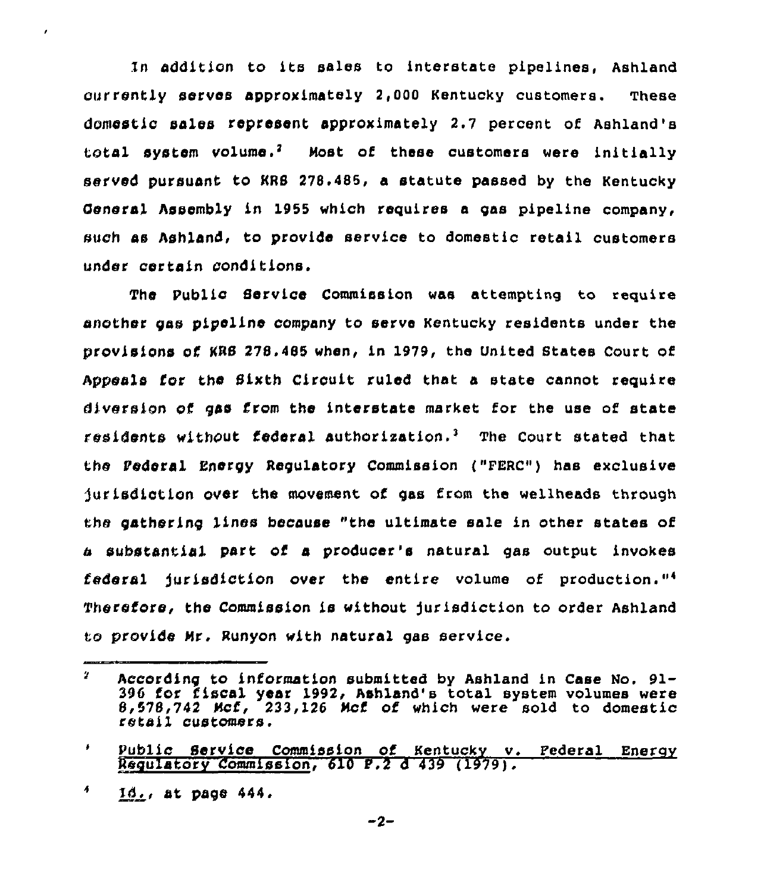In addition to its sales to interstate pipelines, Ashland currently serves approximately 2,000 Kentucky customers. These domestic sales represent approximately 2.7 percent of Ashland's total system volume.[2] Most of these customers were initially served pursuant to KRS 278.485, a statute passed by the Kentucky General Assembly in 1955 which requires a gas pipeline company, such as Ashland, to provide service to domestic retail customers under certain conditions.

The Public Service Commission was attempting to require another gas pipeline company to serve Kentucky residents under the provisions of KRS 278.485 when, in 1979, the United States Court of Appeals for the Sixth Circuit ruled that a state cannot require diversion of gas from the interstate market for the use of state residents without federal authorization.[3] The Court stated that the Federal Energy Regulatory Commission ("FERC") has exclusive jurisdiction over the movement of gas from the wellheads through the gathering lines because "the ultimate sale in other states of a substantial part of a producer's natural gas output invokes federal jurisdiction over the entire volume of production."[4] Therefore, the Commission is without jurisdiction to order Ashland to provide Mr. Runyon with natural gas service.

---

[2] According to information submitted by Ashland in Case No. 91-396 for fiscal year 1992, Ashland's total system volumes were 8,578,742 Mcf, 233,126 Mcf of which were sold to domestic retail customers.

[3] Public Service Commission of Kentucky v. Federal Energy Regulatory Commission, 610 F.2d 439 (1979).

[4] Id., at page 444.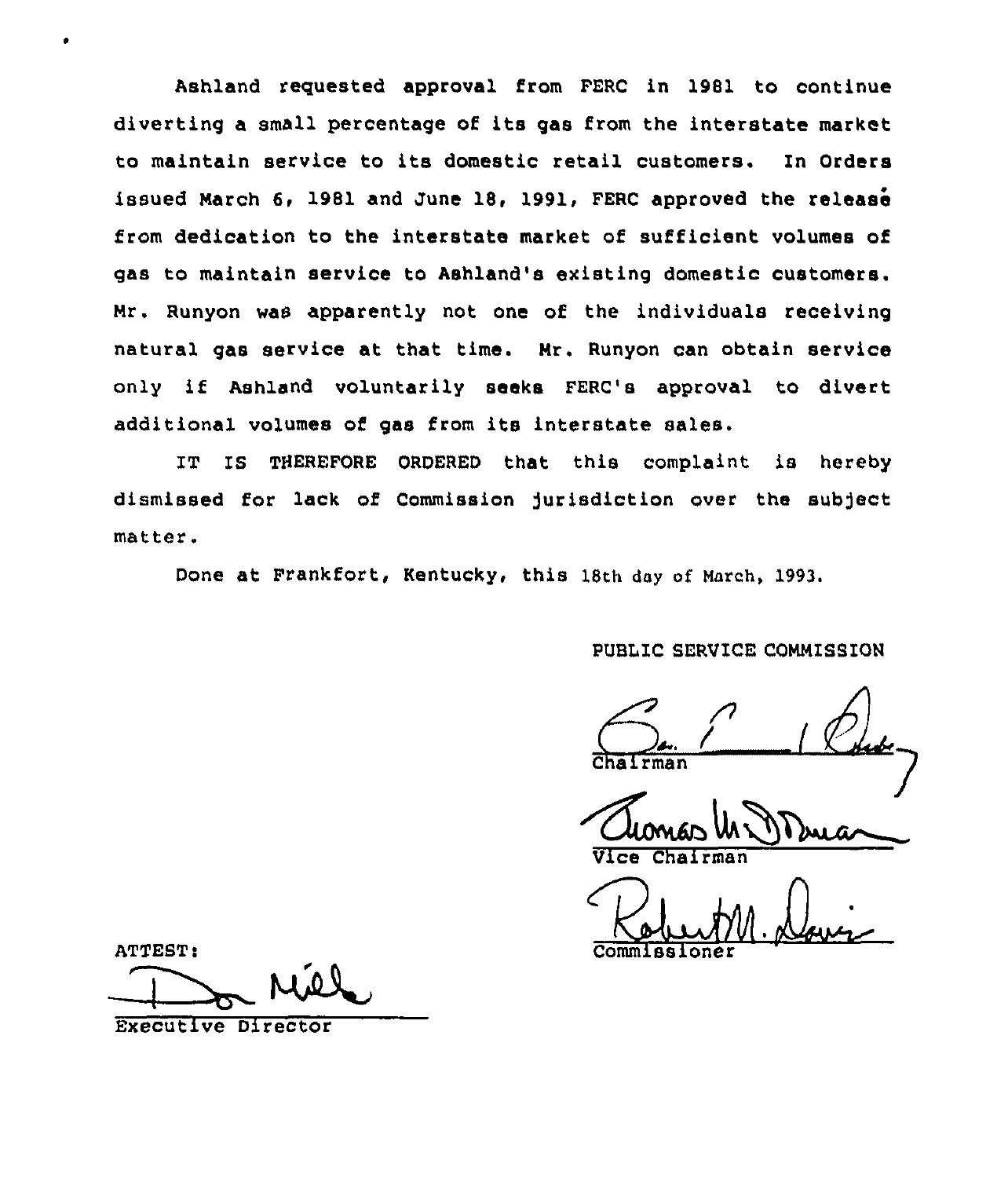Ashland requested approval from FERC in 1981 to continue diverting a small percentage of its gas from the interstate market to maintain service to its domestic retail customers. In Orders issued March 6, 1981 and June 18, 1991, FERC approved the release from dedication to the interstate market of sufficient volumes of gas to maintain service to Ashland's existing domestic customers. Mr. Runyon was apparently not one of the individuals receiving natural gas service at that time. Mr. Runyon can obtain service only if Ashland voluntarily seeks FERC's approval to divert additional volumes of gas from its interstate sales.

IT IS THEREFORE ORDERED that this complaint is hereby dismissed for lack of Commission jurisdiction over the subject matter.

Done at Frankfort, Kentucky, this 18th day of March, 1993.

PUBLIC SERVICE COMMISSION

Chairman

Vice Chairman

Commissioner

ATTEST:

Executive Director